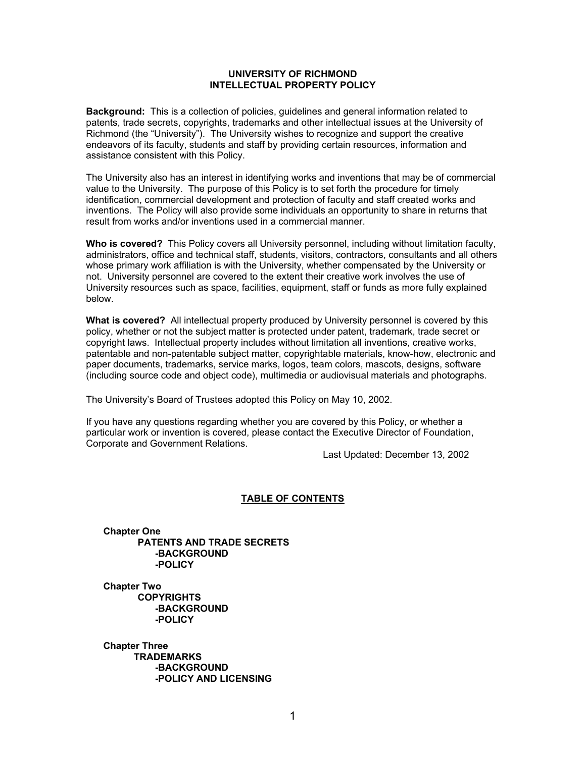# UNIVERSITY OF RICHMOND
# INTELLECTUAL PROPERTY POLICY

**Background:** This is a collection of policies, guidelines and general information related to patents, trade secrets, copyrights, trademarks and other intellectual issues at the University of Richmond (the "University"). The University wishes to recognize and support the creative endeavors of its faculty, students and staff by providing certain resources, information and assistance consistent with this Policy.

The University also has an interest in identifying works and inventions that may be of commercial value to the University. The purpose of this Policy is to set forth the procedure for timely identification, commercial development and protection of faculty and staff created works and inventions. The Policy will also provide some individuals an opportunity to share in returns that result from works and/or inventions used in a commercial manner.

**Who is covered?** This Policy covers all University personnel, including without limitation faculty, administrators, office and technical staff, students, visitors, contractors, consultants and all others whose primary work affiliation is with the University, whether compensated by the University or not. University personnel are covered to the extent their creative work involves the use of University resources such as space, facilities, equipment, staff or funds as more fully explained below.

**What is covered?** All intellectual property produced by University personnel is covered by this policy, whether or not the subject matter is protected under patent, trademark, trade secret or copyright laws. Intellectual property includes without limitation all inventions, creative works, patentable and non-patentable subject matter, copyrightable materials, know-how, electronic and paper documents, trademarks, service marks, logos, team colors, mascots, designs, software (including source code and object code), multimedia or audiovisual materials and photographs.

The University's Board of Trustees adopted this Policy on May 10, 2002.

If you have any questions regarding whether you are covered by this Policy, or whether a particular work or invention is covered, please contact the Executive Director of Foundation, Corporate and Government Relations.

Last Updated: December 13, 2002

## TABLE OF CONTENTS

**Chapter One**
- **PATENTS AND TRADE SECRETS**
  - **-BACKGROUND**
  - **-POLICY**

**Chapter Two**
- **COPYRIGHTS**
  - **-BACKGROUND**
  - **-POLICY**

**Chapter Three**
- **TRADEMARKS**
  - **-BACKGROUND**
  - **-POLICY AND LICENSING**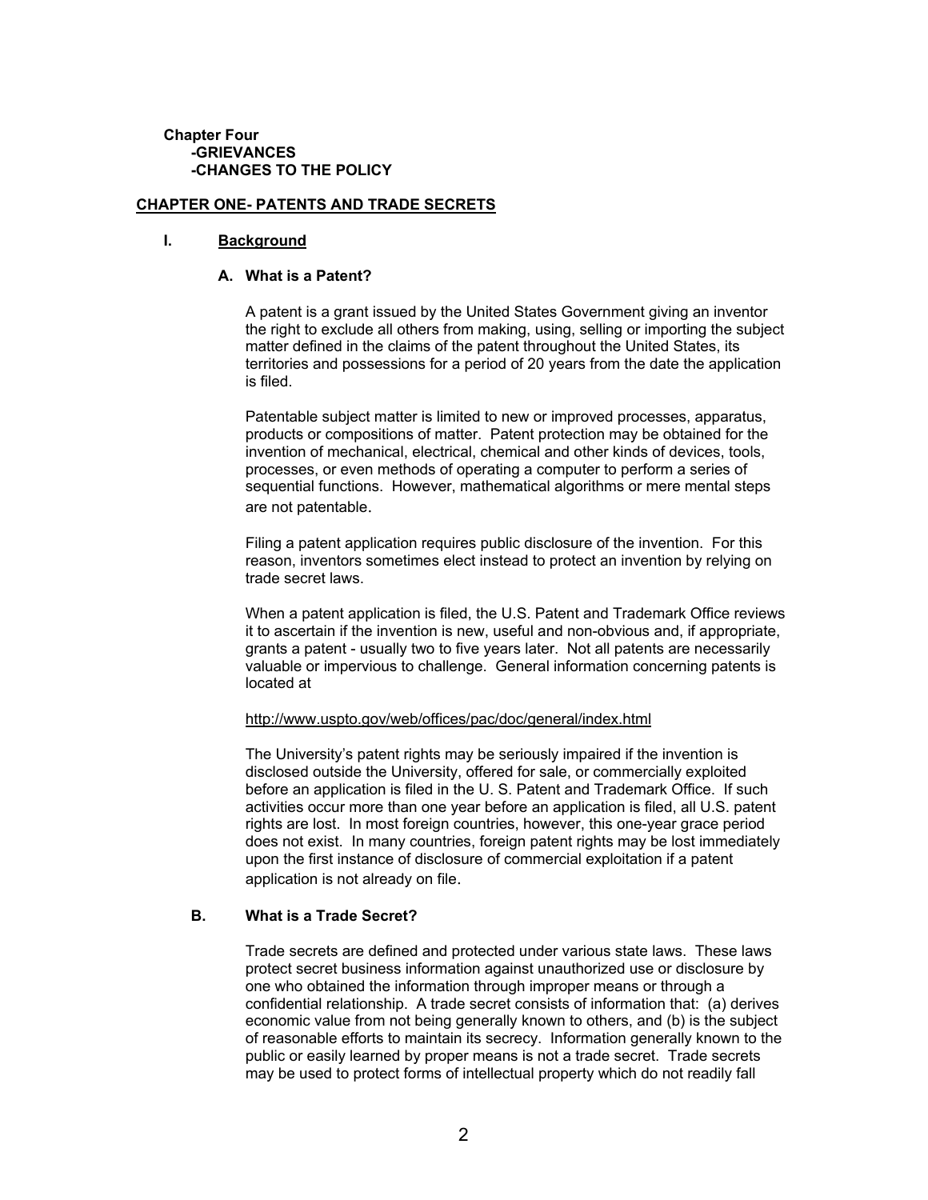**Chapter Four**
**-GRIEVANCES**
**-CHANGES TO THE POLICY**

## CHAPTER ONE- PATENTS AND TRADE SECRETS

### I. Background

#### A. What is a Patent?

A patent is a grant issued by the United States Government giving an inventor the right to exclude all others from making, using, selling or importing the subject matter defined in the claims of the patent throughout the United States, its territories and possessions for a period of 20 years from the date the application is filed.

Patentable subject matter is limited to new or improved processes, apparatus, products or compositions of matter. Patent protection may be obtained for the invention of mechanical, electrical, chemical and other kinds of devices, tools, processes, or even methods of operating a computer to perform a series of sequential functions. However, mathematical algorithms or mere mental steps are not patentable.

Filing a patent application requires public disclosure of the invention. For this reason, inventors sometimes elect instead to protect an invention by relying on trade secret laws.

When a patent application is filed, the U.S. Patent and Trademark Office reviews it to ascertain if the invention is new, useful and non-obvious and, if appropriate, grants a patent - usually two to five years later. Not all patents are necessarily valuable or impervious to challenge. General information concerning patents is located at

http://www.uspto.gov/web/offices/pac/doc/general/index.html

The University's patent rights may be seriously impaired if the invention is disclosed outside the University, offered for sale, or commercially exploited before an application is filed in the U. S. Patent and Trademark Office. If such activities occur more than one year before an application is filed, all U.S. patent rights are lost. In most foreign countries, however, this one-year grace period does not exist. In many countries, foreign patent rights may be lost immediately upon the first instance of disclosure of commercial exploitation if a patent application is not already on file.

#### B. What is a Trade Secret?

Trade secrets are defined and protected under various state laws. These laws protect secret business information against unauthorized use or disclosure by one who obtained the information through improper means or through a confidential relationship. A trade secret consists of information that: (a) derives economic value from not being generally known to others, and (b) is the subject of reasonable efforts to maintain its secrecy. Information generally known to the public or easily learned by proper means is not a trade secret. Trade secrets may be used to protect forms of intellectual property which do not readily fall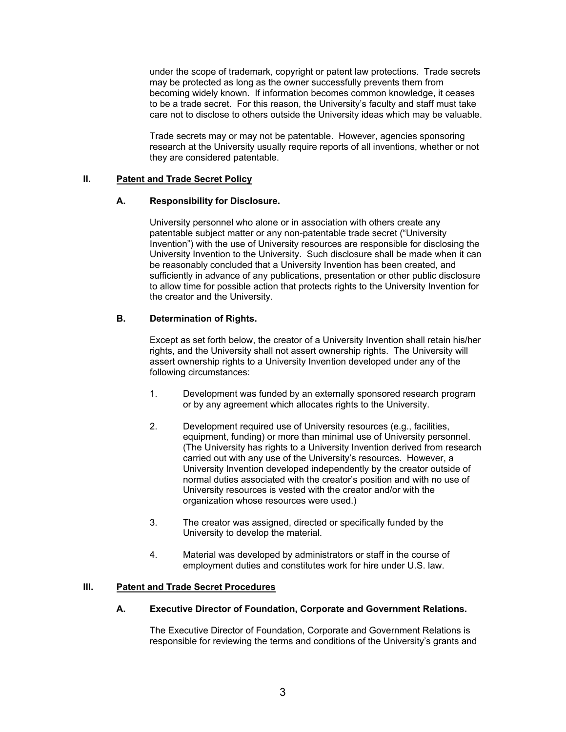under the scope of trademark, copyright or patent law protections. Trade secrets may be protected as long as the owner successfully prevents them from becoming widely known. If information becomes common knowledge, it ceases to be a trade secret. For this reason, the University's faculty and staff must take care not to disclose to others outside the University ideas which may be valuable.

Trade secrets may or may not be patentable. However, agencies sponsoring research at the University usually require reports of all inventions, whether or not they are considered patentable.

## II. Patent and Trade Secret Policy

### A. Responsibility for Disclosure.

University personnel who alone or in association with others create any patentable subject matter or any non-patentable trade secret ("University Invention") with the use of University resources are responsible for disclosing the University Invention to the University. Such disclosure shall be made when it can be reasonably concluded that a University Invention has been created, and sufficiently in advance of any publications, presentation or other public disclosure to allow time for possible action that protects rights to the University Invention for the creator and the University.

### B. Determination of Rights.

Except as set forth below, the creator of a University Invention shall retain his/her rights, and the University shall not assert ownership rights. The University will assert ownership rights to a University Invention developed under any of the following circumstances:

1. Development was funded by an externally sponsored research program or by any agreement which allocates rights to the University.

2. Development required use of University resources (e.g., facilities, equipment, funding) or more than minimal use of University personnel. (The University has rights to a University Invention derived from research carried out with any use of the University's resources. However, a University Invention developed independently by the creator outside of normal duties associated with the creator's position and with no use of University resources is vested with the creator and/or with the organization whose resources were used.)

3. The creator was assigned, directed or specifically funded by the University to develop the material.

4. Material was developed by administrators or staff in the course of employment duties and constitutes work for hire under U.S. law.

## III. Patent and Trade Secret Procedures

### A. Executive Director of Foundation, Corporate and Government Relations.

The Executive Director of Foundation, Corporate and Government Relations is responsible for reviewing the terms and conditions of the University's grants and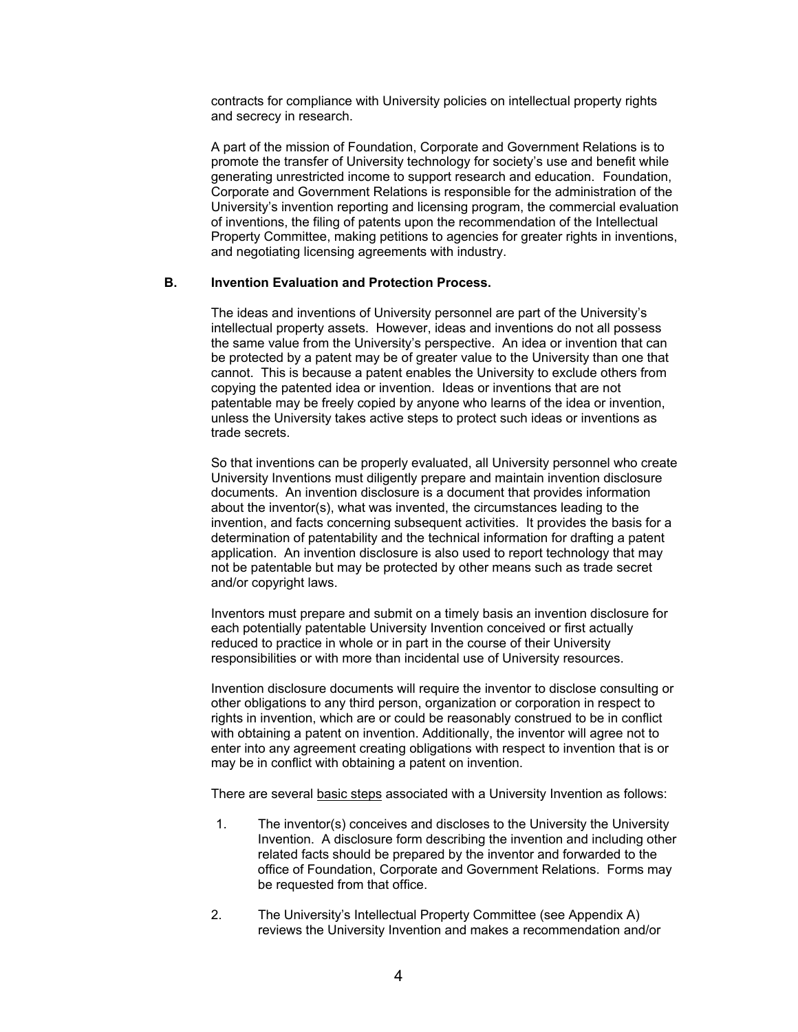contracts for compliance with University policies on intellectual property rights and secrecy in research.

A part of the mission of Foundation, Corporate and Government Relations is to promote the transfer of University technology for society's use and benefit while generating unrestricted income to support research and education. Foundation, Corporate and Government Relations is responsible for the administration of the University's invention reporting and licensing program, the commercial evaluation of inventions, the filing of patents upon the recommendation of the Intellectual Property Committee, making petitions to agencies for greater rights in inventions, and negotiating licensing agreements with industry.

### B. Invention Evaluation and Protection Process.

The ideas and inventions of University personnel are part of the University's intellectual property assets. However, ideas and inventions do not all possess the same value from the University's perspective. An idea or invention that can be protected by a patent may be of greater value to the University than one that cannot. This is because a patent enables the University to exclude others from copying the patented idea or invention. Ideas or inventions that are not patentable may be freely copied by anyone who learns of the idea or invention, unless the University takes active steps to protect such ideas or inventions as trade secrets.

So that inventions can be properly evaluated, all University personnel who create University Inventions must diligently prepare and maintain invention disclosure documents. An invention disclosure is a document that provides information about the inventor(s), what was invented, the circumstances leading to the invention, and facts concerning subsequent activities. It provides the basis for a determination of patentability and the technical information for drafting a patent application. An invention disclosure is also used to report technology that may not be patentable but may be protected by other means such as trade secret and/or copyright laws.

Inventors must prepare and submit on a timely basis an invention disclosure for each potentially patentable University Invention conceived or first actually reduced to practice in whole or in part in the course of their University responsibilities or with more than incidental use of University resources.

Invention disclosure documents will require the inventor to disclose consulting or other obligations to any third person, organization or corporation in respect to rights in invention, which are or could be reasonably construed to be in conflict with obtaining a patent on invention. Additionally, the inventor will agree not to enter into any agreement creating obligations with respect to invention that is or may be in conflict with obtaining a patent on invention.

There are several basic steps associated with a University Invention as follows:

1. The inventor(s) conceives and discloses to the University the University Invention. A disclosure form describing the invention and including other related facts should be prepared by the inventor and forwarded to the office of Foundation, Corporate and Government Relations. Forms may be requested from that office.

2. The University's Intellectual Property Committee (see Appendix A) reviews the University Invention and makes a recommendation and/or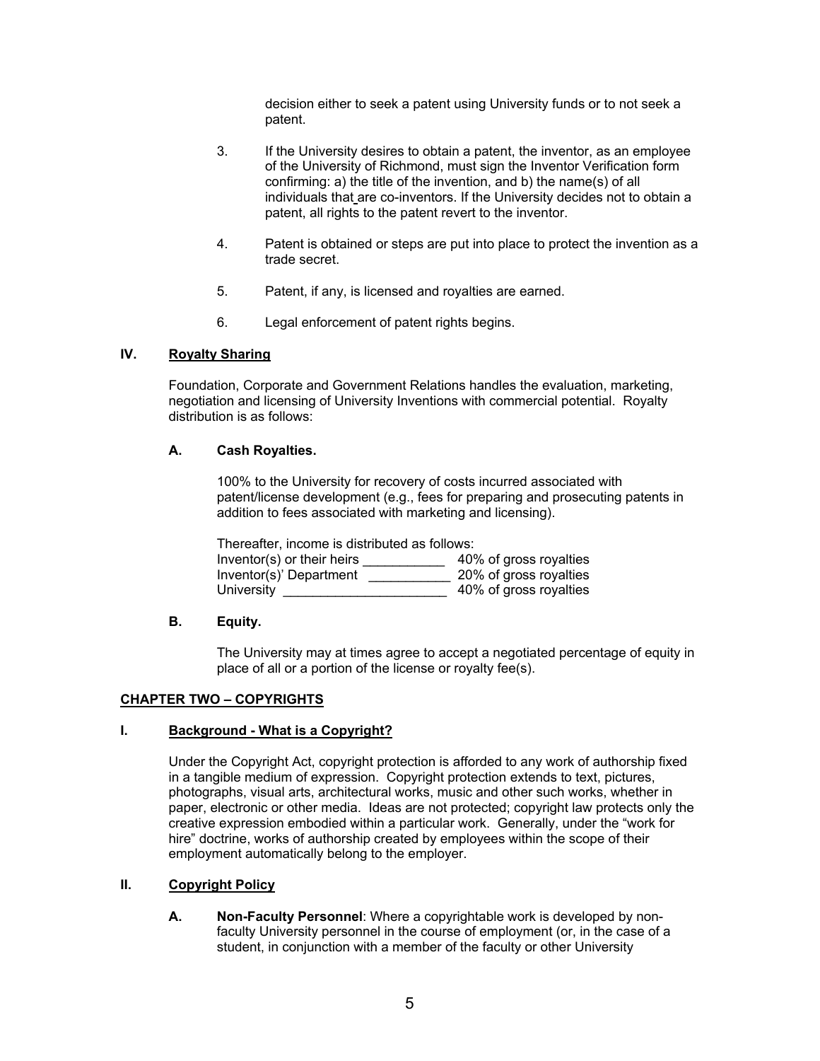decision either to seek a patent using University funds or to not seek a patent.

3. If the University desires to obtain a patent, the inventor, as an employee of the University of Richmond, must sign the Inventor Verification form confirming: a) the title of the invention, and b) the name(s) of all individuals that are co-inventors. If the University decides not to obtain a patent, all rights to the patent revert to the inventor.

4. Patent is obtained or steps are put into place to protect the invention as a trade secret.

5. Patent, if any, is licensed and royalties are earned.

6. Legal enforcement of patent rights begins.

## IV. Royalty Sharing

Foundation, Corporate and Government Relations handles the evaluation, marketing, negotiation and licensing of University Inventions with commercial potential. Royalty distribution is as follows:

### A. Cash Royalties.

100% to the University for recovery of costs incurred associated with patent/license development (e.g., fees for preparing and prosecuting patents in addition to fees associated with marketing and licensing).

Thereafter, income is distributed as follows:

| | |
|---|---|
| Inventor(s) or their heirs | 40% of gross royalties |
| Inventor(s)' Department | 20% of gross royalties |
| University | 40% of gross royalties |

### B. Equity.

The University may at times agree to accept a negotiated percentage of equity in place of all or a portion of the license or royalty fee(s).

# CHAPTER TWO – COPYRIGHTS

## I. Background - What is a Copyright?

Under the Copyright Act, copyright protection is afforded to any work of authorship fixed in a tangible medium of expression. Copyright protection extends to text, pictures, photographs, visual arts, architectural works, music and other such works, whether in paper, electronic or other media. Ideas are not protected; copyright law protects only the creative expression embodied within a particular work. Generally, under the "work for hire" doctrine, works of authorship created by employees within the scope of their employment automatically belong to the employer.

## II. Copyright Policy

**A. Non-Faculty Personnel**: Where a copyrightable work is developed by non-faculty University personnel in the course of employment (or, in the case of a student, in conjunction with a member of the faculty or other University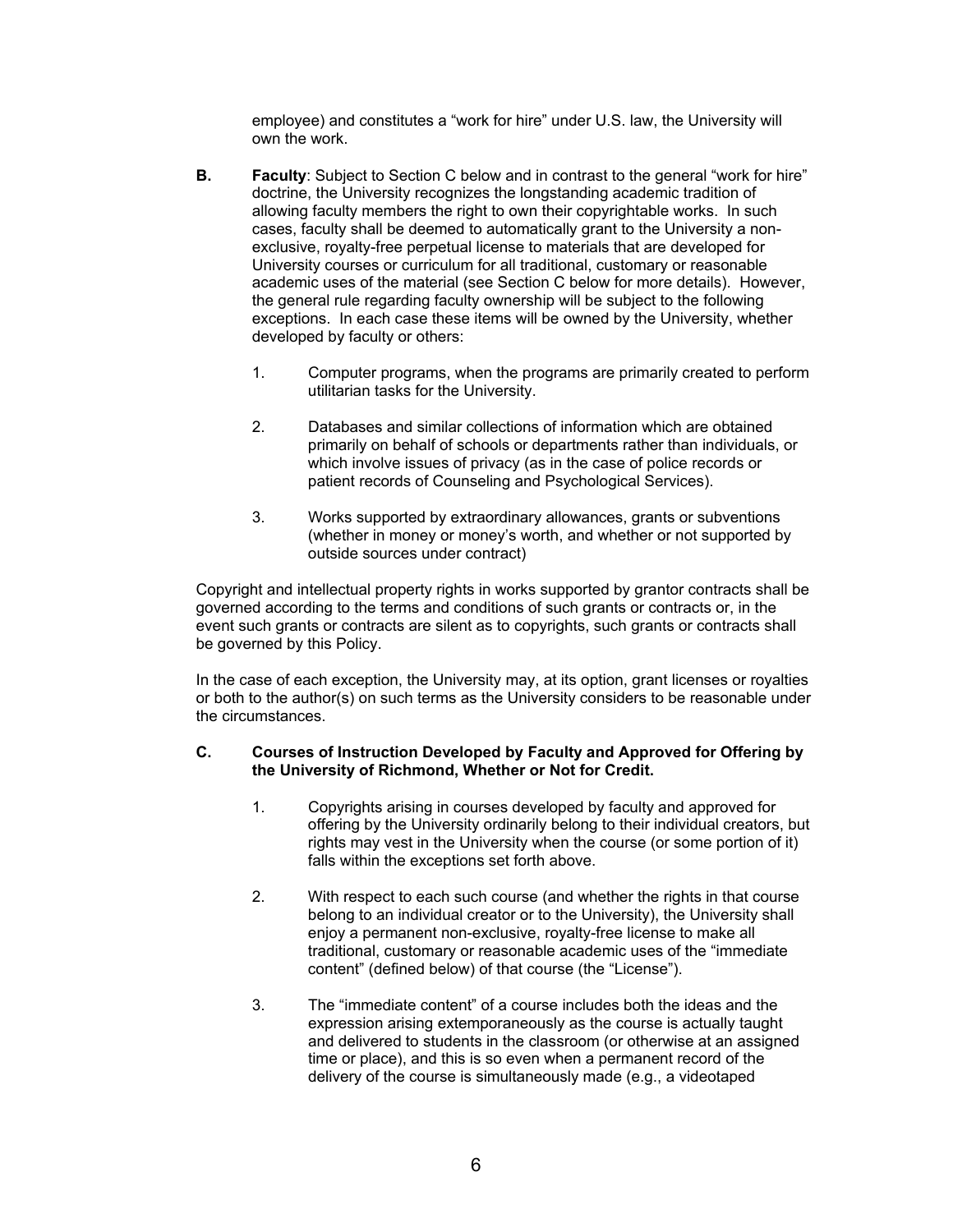employee) and constitutes a "work for hire" under U.S. law, the University will own the work.

**B. Faculty**: Subject to Section C below and in contrast to the general "work for hire" doctrine, the University recognizes the longstanding academic tradition of allowing faculty members the right to own their copyrightable works. In such cases, faculty shall be deemed to automatically grant to the University a non-exclusive, royalty-free perpetual license to materials that are developed for University courses or curriculum for all traditional, customary or reasonable academic uses of the material (see Section C below for more details). However, the general rule regarding faculty ownership will be subject to the following exceptions. In each case these items will be owned by the University, whether developed by faculty or others:

1. Computer programs, when the programs are primarily created to perform utilitarian tasks for the University.

2. Databases and similar collections of information which are obtained primarily on behalf of schools or departments rather than individuals, or which involve issues of privacy (as in the case of police records or patient records of Counseling and Psychological Services).

3. Works supported by extraordinary allowances, grants or subventions (whether in money or money's worth, and whether or not supported by outside sources under contract)

Copyright and intellectual property rights in works supported by grantor contracts shall be governed according to the terms and conditions of such grants or contracts or, in the event such grants or contracts are silent as to copyrights, such grants or contracts shall be governed by this Policy.

In the case of each exception, the University may, at its option, grant licenses or royalties or both to the author(s) on such terms as the University considers to be reasonable under the circumstances.

**C. Courses of Instruction Developed by Faculty and Approved for Offering by the University of Richmond, Whether or Not for Credit.**

1. Copyrights arising in courses developed by faculty and approved for offering by the University ordinarily belong to their individual creators, but rights may vest in the University when the course (or some portion of it) falls within the exceptions set forth above.

2. With respect to each such course (and whether the rights in that course belong to an individual creator or to the University), the University shall enjoy a permanent non-exclusive, royalty-free license to make all traditional, customary or reasonable academic uses of the "immediate content" (defined below) of that course (the "License").

3. The "immediate content" of a course includes both the ideas and the expression arising extemporaneously as the course is actually taught and delivered to students in the classroom (or otherwise at an assigned time or place), and this is so even when a permanent record of the delivery of the course is simultaneously made (e.g., a videotaped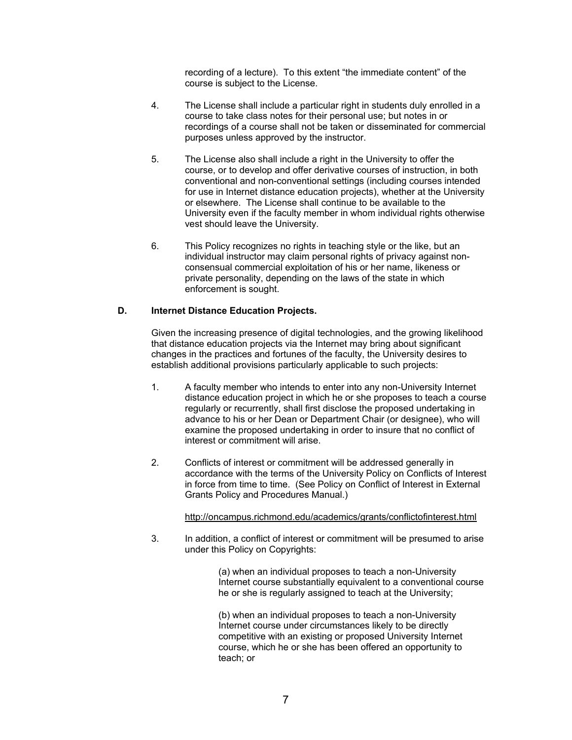recording of a lecture). To this extent "the immediate content" of the course is subject to the License.

4. The License shall include a particular right in students duly enrolled in a course to take class notes for their personal use; but notes in or recordings of a course shall not be taken or disseminated for commercial purposes unless approved by the instructor.

5. The License also shall include a right in the University to offer the course, or to develop and offer derivative courses of instruction, in both conventional and non-conventional settings (including courses intended for use in Internet distance education projects), whether at the University or elsewhere. The License shall continue to be available to the University even if the faculty member in whom individual rights otherwise vest should leave the University.

6. This Policy recognizes no rights in teaching style or the like, but an individual instructor may claim personal rights of privacy against non-consensual commercial exploitation of his or her name, likeness or private personality, depending on the laws of the state in which enforcement is sought.

**D. Internet Distance Education Projects.**

Given the increasing presence of digital technologies, and the growing likelihood that distance education projects via the Internet may bring about significant changes in the practices and fortunes of the faculty, the University desires to establish additional provisions particularly applicable to such projects:

1. A faculty member who intends to enter into any non-University Internet distance education project in which he or she proposes to teach a course regularly or recurrently, shall first disclose the proposed undertaking in advance to his or her Dean or Department Chair (or designee), who will examine the proposed undertaking in order to insure that no conflict of interest or commitment will arise.

2. Conflicts of interest or commitment will be addressed generally in accordance with the terms of the University Policy on Conflicts of Interest in force from time to time. (See Policy on Conflict of Interest in External Grants Policy and Procedures Manual.)

   http://oncampus.richmond.edu/academics/grants/conflictofinterest.html

3. In addition, a conflict of interest or commitment will be presumed to arise under this Policy on Copyrights:

   (a) when an individual proposes to teach a non-University Internet course substantially equivalent to a conventional course he or she is regularly assigned to teach at the University;

   (b) when an individual proposes to teach a non-University Internet course under circumstances likely to be directly competitive with an existing or proposed University Internet course, which he or she has been offered an opportunity to teach; or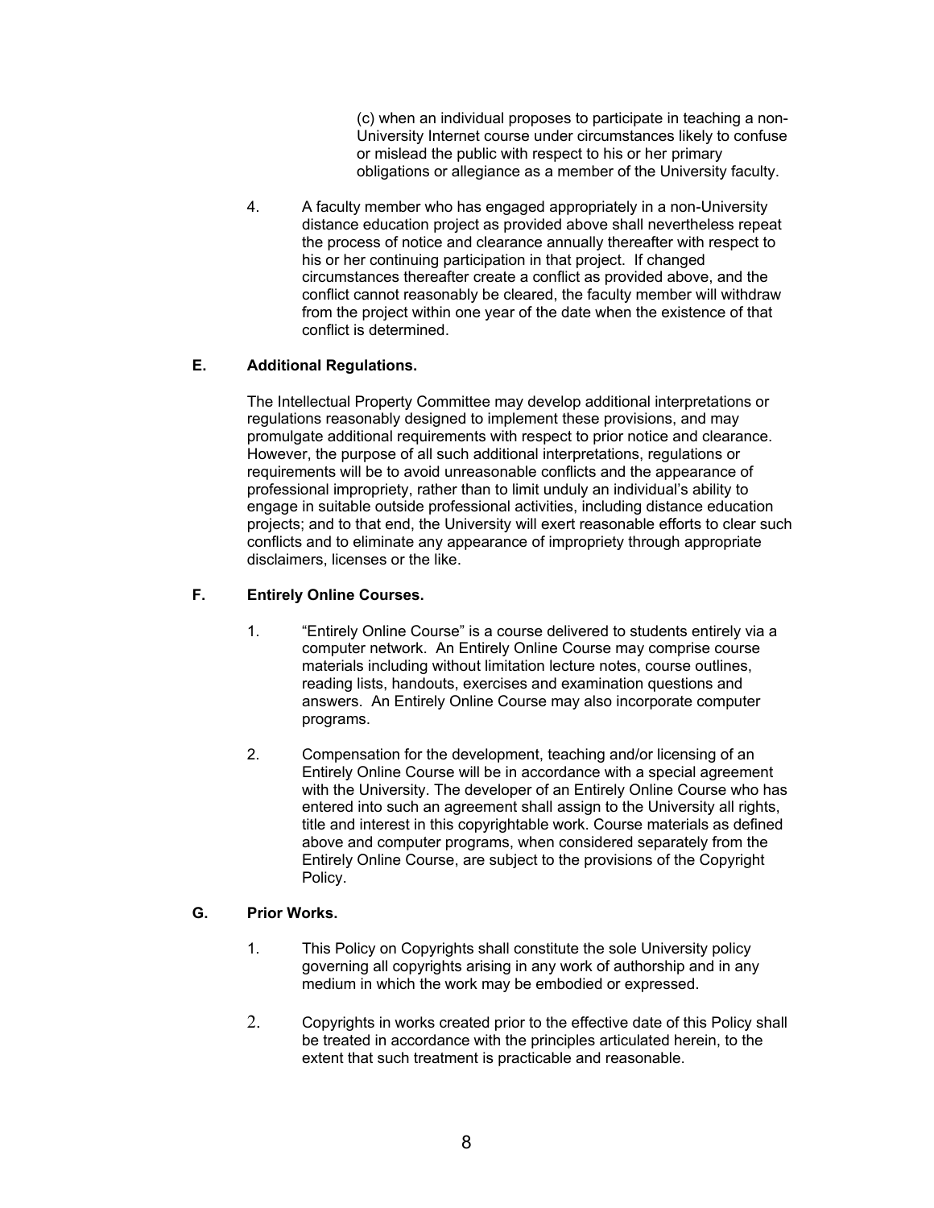(c) when an individual proposes to participate in teaching a non-University Internet course under circumstances likely to confuse or mislead the public with respect to his or her primary obligations or allegiance as a member of the University faculty.

4. A faculty member who has engaged appropriately in a non-University distance education project as provided above shall nevertheless repeat the process of notice and clearance annually thereafter with respect to his or her continuing participation in that project. If changed circumstances thereafter create a conflict as provided above, and the conflict cannot reasonably be cleared, the faculty member will withdraw from the project within one year of the date when the existence of that conflict is determined.

### E. Additional Regulations.

The Intellectual Property Committee may develop additional interpretations or regulations reasonably designed to implement these provisions, and may promulgate additional requirements with respect to prior notice and clearance. However, the purpose of all such additional interpretations, regulations or requirements will be to avoid unreasonable conflicts and the appearance of professional impropriety, rather than to limit unduly an individual's ability to engage in suitable outside professional activities, including distance education projects; and to that end, the University will exert reasonable efforts to clear such conflicts and to eliminate any appearance of impropriety through appropriate disclaimers, licenses or the like.

### F. Entirely Online Courses.

1. "Entirely Online Course" is a course delivered to students entirely via a computer network. An Entirely Online Course may comprise course materials including without limitation lecture notes, course outlines, reading lists, handouts, exercises and examination questions and answers. An Entirely Online Course may also incorporate computer programs.

2. Compensation for the development, teaching and/or licensing of an Entirely Online Course will be in accordance with a special agreement with the University. The developer of an Entirely Online Course who has entered into such an agreement shall assign to the University all rights, title and interest in this copyrightable work. Course materials as defined above and computer programs, when considered separately from the Entirely Online Course, are subject to the provisions of the Copyright Policy.

### G. Prior Works.

1. This Policy on Copyrights shall constitute the sole University policy governing all copyrights arising in any work of authorship and in any medium in which the work may be embodied or expressed.

2. Copyrights in works created prior to the effective date of this Policy shall be treated in accordance with the principles articulated herein, to the extent that such treatment is practicable and reasonable.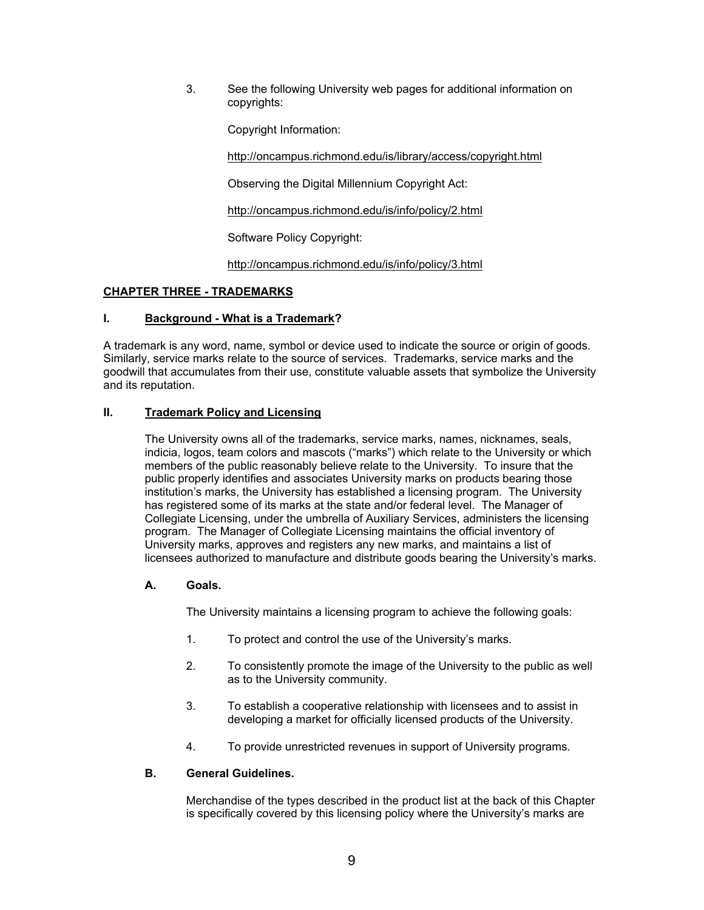3. See the following University web pages for additional information on copyrights:

   Copyright Information:

   http://oncampus.richmond.edu/is/library/access/copyright.html

   Observing the Digital Millennium Copyright Act:

   http://oncampus.richmond.edu/is/info/policy/2.html

   Software Policy Copyright:

   http://oncampus.richmond.edu/is/info/policy/3.html

## CHAPTER THREE - TRADEMARKS

### I. Background - What is a Trademark?

A trademark is any word, name, symbol or device used to indicate the source or origin of goods. Similarly, service marks relate to the source of services. Trademarks, service marks and the goodwill that accumulates from their use, constitute valuable assets that symbolize the University and its reputation.

### II. Trademark Policy and Licensing

The University owns all of the trademarks, service marks, names, nicknames, seals, indicia, logos, team colors and mascots ("marks") which relate to the University or which members of the public reasonably believe relate to the University. To insure that the public properly identifies and associates University marks on products bearing those institution's marks, the University has established a licensing program. The University has registered some of its marks at the state and/or federal level. The Manager of Collegiate Licensing, under the umbrella of Auxiliary Services, administers the licensing program. The Manager of Collegiate Licensing maintains the official inventory of University marks, approves and registers any new marks, and maintains a list of licensees authorized to manufacture and distribute goods bearing the University's marks.

#### A. Goals.

The University maintains a licensing program to achieve the following goals:

1. To protect and control the use of the University's marks.
2. To consistently promote the image of the University to the public as well as to the University community.
3. To establish a cooperative relationship with licensees and to assist in developing a market for officially licensed products of the University.
4. To provide unrestricted revenues in support of University programs.

#### B. General Guidelines.

Merchandise of the types described in the product list at the back of this Chapter is specifically covered by this licensing policy where the University's marks are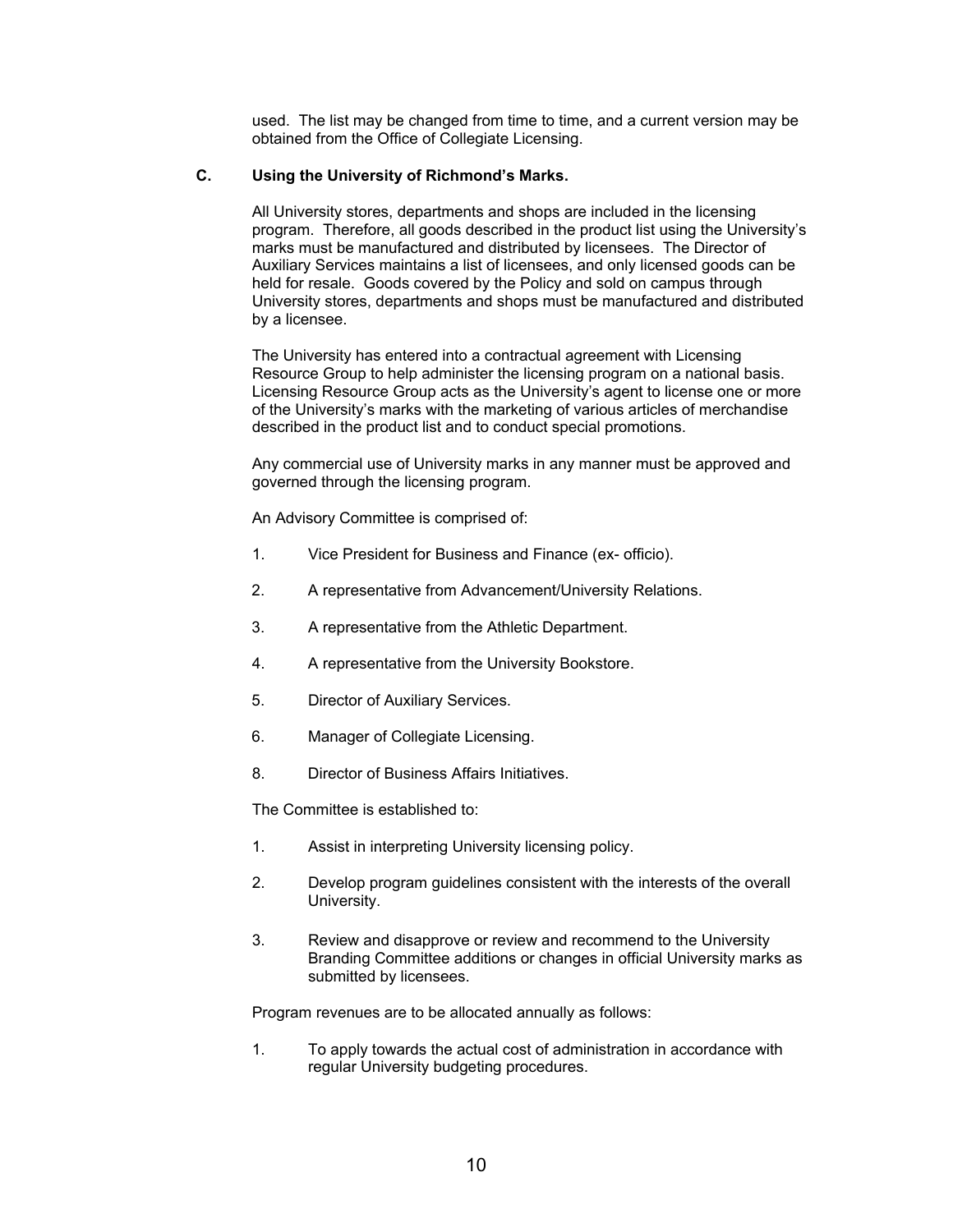used. The list may be changed from time to time, and a current version may be obtained from the Office of Collegiate Licensing.

### C. Using the University of Richmond's Marks.

All University stores, departments and shops are included in the licensing program. Therefore, all goods described in the product list using the University's marks must be manufactured and distributed by licensees. The Director of Auxiliary Services maintains a list of licensees, and only licensed goods can be held for resale. Goods covered by the Policy and sold on campus through University stores, departments and shops must be manufactured and distributed by a licensee.

The University has entered into a contractual agreement with Licensing Resource Group to help administer the licensing program on a national basis. Licensing Resource Group acts as the University's agent to license one or more of the University's marks with the marketing of various articles of merchandise described in the product list and to conduct special promotions.

Any commercial use of University marks in any manner must be approved and governed through the licensing program.

An Advisory Committee is comprised of:

1. Vice President for Business and Finance (ex- officio).
2. A representative from Advancement/University Relations.
3. A representative from the Athletic Department.
4. A representative from the University Bookstore.
5. Director of Auxiliary Services.
6. Manager of Collegiate Licensing.
8. Director of Business Affairs Initiatives.

The Committee is established to:

1. Assist in interpreting University licensing policy.
2. Develop program guidelines consistent with the interests of the overall University.
3. Review and disapprove or review and recommend to the University Branding Committee additions or changes in official University marks as submitted by licensees.

Program revenues are to be allocated annually as follows:

1. To apply towards the actual cost of administration in accordance with regular University budgeting procedures.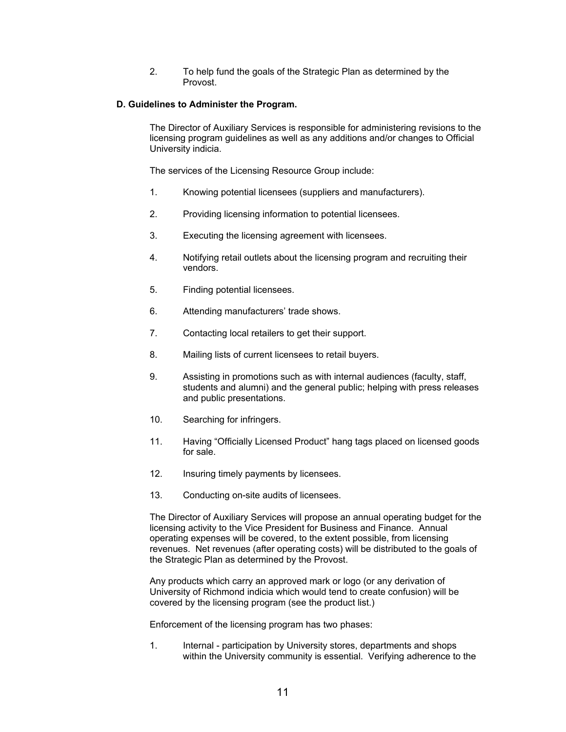2. To help fund the goals of the Strategic Plan as determined by the Provost.

**D. Guidelines to Administer the Program.**

The Director of Auxiliary Services is responsible for administering revisions to the licensing program guidelines as well as any additions and/or changes to Official University indicia.

The services of the Licensing Resource Group include:

1. Knowing potential licensees (suppliers and manufacturers).
2. Providing licensing information to potential licensees.
3. Executing the licensing agreement with licensees.
4. Notifying retail outlets about the licensing program and recruiting their vendors.
5. Finding potential licensees.
6. Attending manufacturers' trade shows.
7. Contacting local retailers to get their support.
8. Mailing lists of current licensees to retail buyers.
9. Assisting in promotions such as with internal audiences (faculty, staff, students and alumni) and the general public; helping with press releases and public presentations.
10. Searching for infringers.
11. Having "Officially Licensed Product" hang tags placed on licensed goods for sale.
12. Insuring timely payments by licensees.
13. Conducting on-site audits of licensees.

The Director of Auxiliary Services will propose an annual operating budget for the licensing activity to the Vice President for Business and Finance. Annual operating expenses will be covered, to the extent possible, from licensing revenues. Net revenues (after operating costs) will be distributed to the goals of the Strategic Plan as determined by the Provost.

Any products which carry an approved mark or logo (or any derivation of University of Richmond indicia which would tend to create confusion) will be covered by the licensing program (see the product list.)

Enforcement of the licensing program has two phases:

1. Internal - participation by University stores, departments and shops within the University community is essential. Verifying adherence to the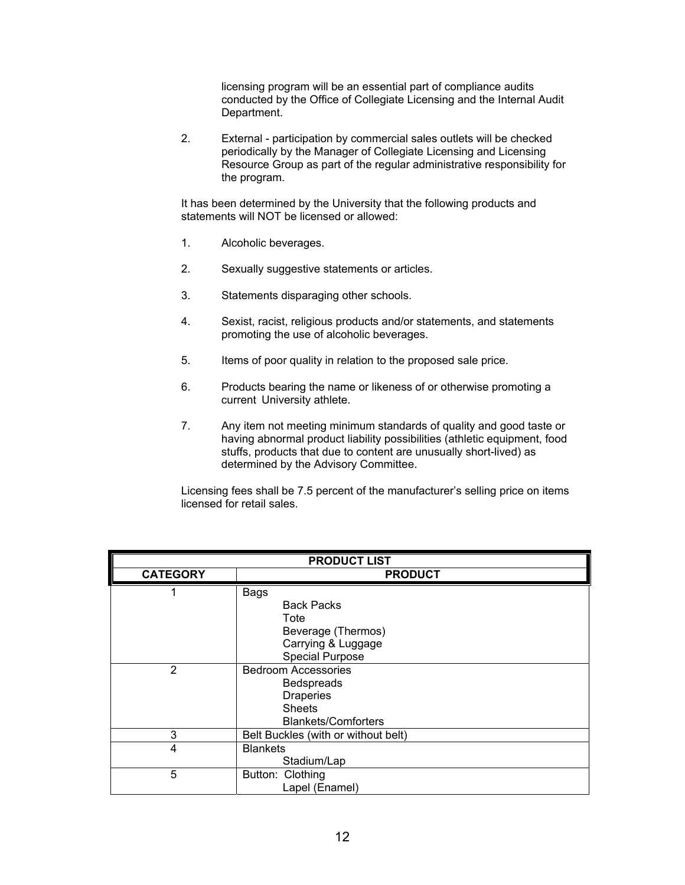licensing program will be an essential part of compliance audits conducted by the Office of Collegiate Licensing and the Internal Audit Department.

2. External - participation by commercial sales outlets will be checked periodically by the Manager of Collegiate Licensing and Licensing Resource Group as part of the regular administrative responsibility for the program.

It has been determined by the University that the following products and statements will NOT be licensed or allowed:

1. Alcoholic beverages.

2. Sexually suggestive statements or articles.

3. Statements disparaging other schools.

4. Sexist, racist, religious products and/or statements, and statements promoting the use of alcoholic beverages.

5. Items of poor quality in relation to the proposed sale price.

6. Products bearing the name or likeness of or otherwise promoting a current University athlete.

7. Any item not meeting minimum standards of quality and good taste or having abnormal product liability possibilities (athletic equipment, food stuffs, products that due to content are unusually short-lived) as determined by the Advisory Committee.

Licensing fees shall be 7.5 percent of the manufacturer's selling price on items licensed for retail sales.

| PRODUCT LIST | |
|---|---|
| **CATEGORY** | **PRODUCT** |
| 1 | Bags<br>Back Packs<br>Tote<br>Beverage (Thermos)<br>Carrying & Luggage<br>Special Purpose |
| 2 | Bedroom Accessories<br>Bedspreads<br>Draperies<br>Sheets<br>Blankets/Comforters |
| 3 | Belt Buckles (with or without belt) |
| 4 | Blankets<br>Stadium/Lap |
| 5 | Button: Clothing<br>Lapel (Enamel) |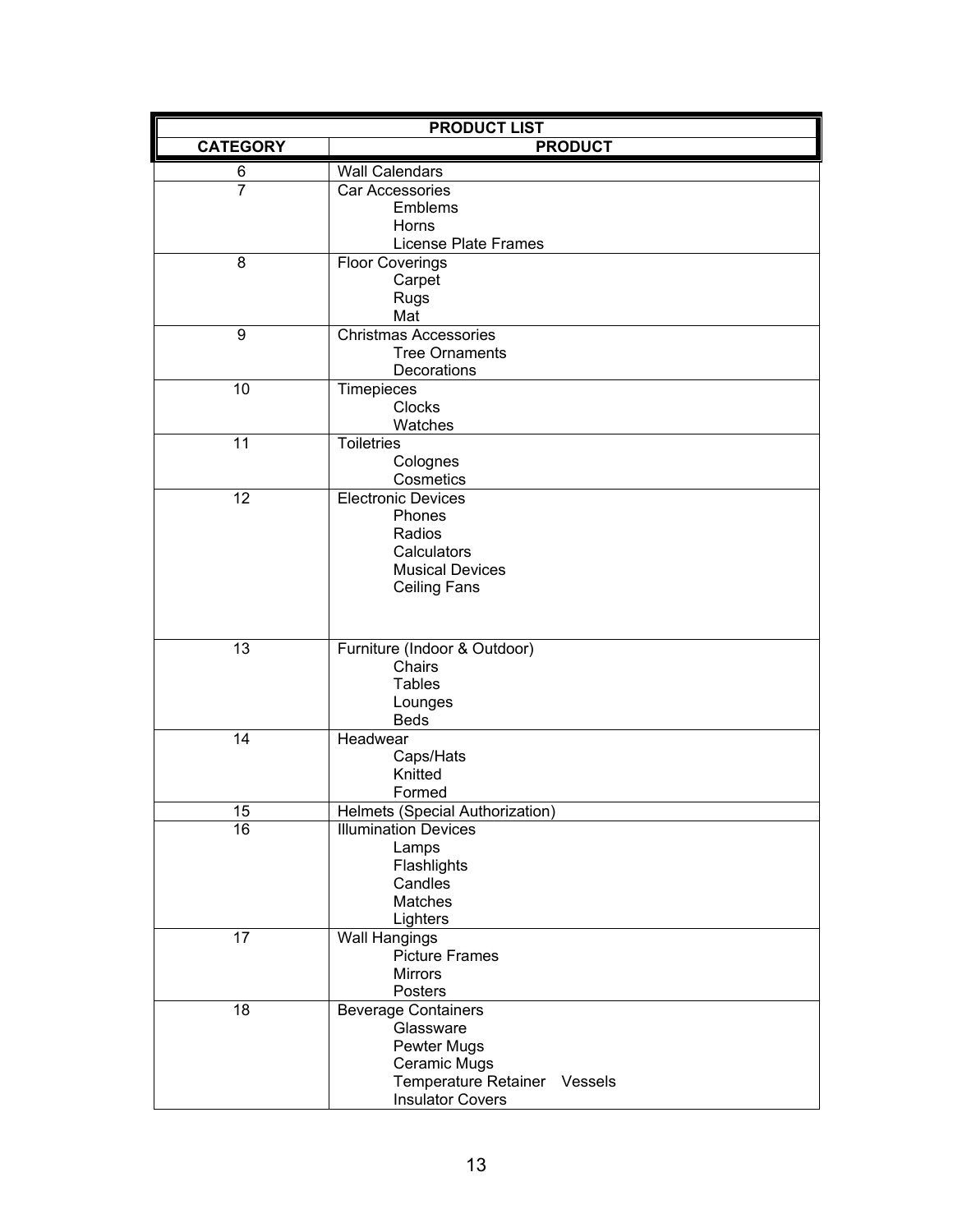| PRODUCT LIST | |
|---|---|
| **CATEGORY** | **PRODUCT** |
| 6 | Wall Calendars |
| 7 | Car Accessories<br>Emblems<br>Horns<br>License Plate Frames |
| 8 | Floor Coverings<br>Carpet<br>Rugs<br>Mat |
| 9 | Christmas Accessories<br>Tree Ornaments<br>Decorations |
| 10 | Timepieces<br>Clocks<br>Watches |
| 11 | Toiletries<br>Colognes<br>Cosmetics |
| 12 | Electronic Devices<br>Phones<br>Radios<br>Calculators<br>Musical Devices<br>Ceiling Fans |
| 13 | Furniture (Indoor & Outdoor)<br>Chairs<br>Tables<br>Lounges<br>Beds |
| 14 | Headwear<br>Caps/Hats<br>Knitted<br>Formed |
| 15 | Helmets (Special Authorization) |
| 16 | Illumination Devices<br>Lamps<br>Flashlights<br>Candles<br>Matches<br>Lighters |
| 17 | Wall Hangings<br>Picture Frames<br>Mirrors<br>Posters |
| 18 | Beverage Containers<br>Glassware<br>Pewter Mugs<br>Ceramic Mugs<br>Temperature Retainer Vessels<br>Insulator Covers |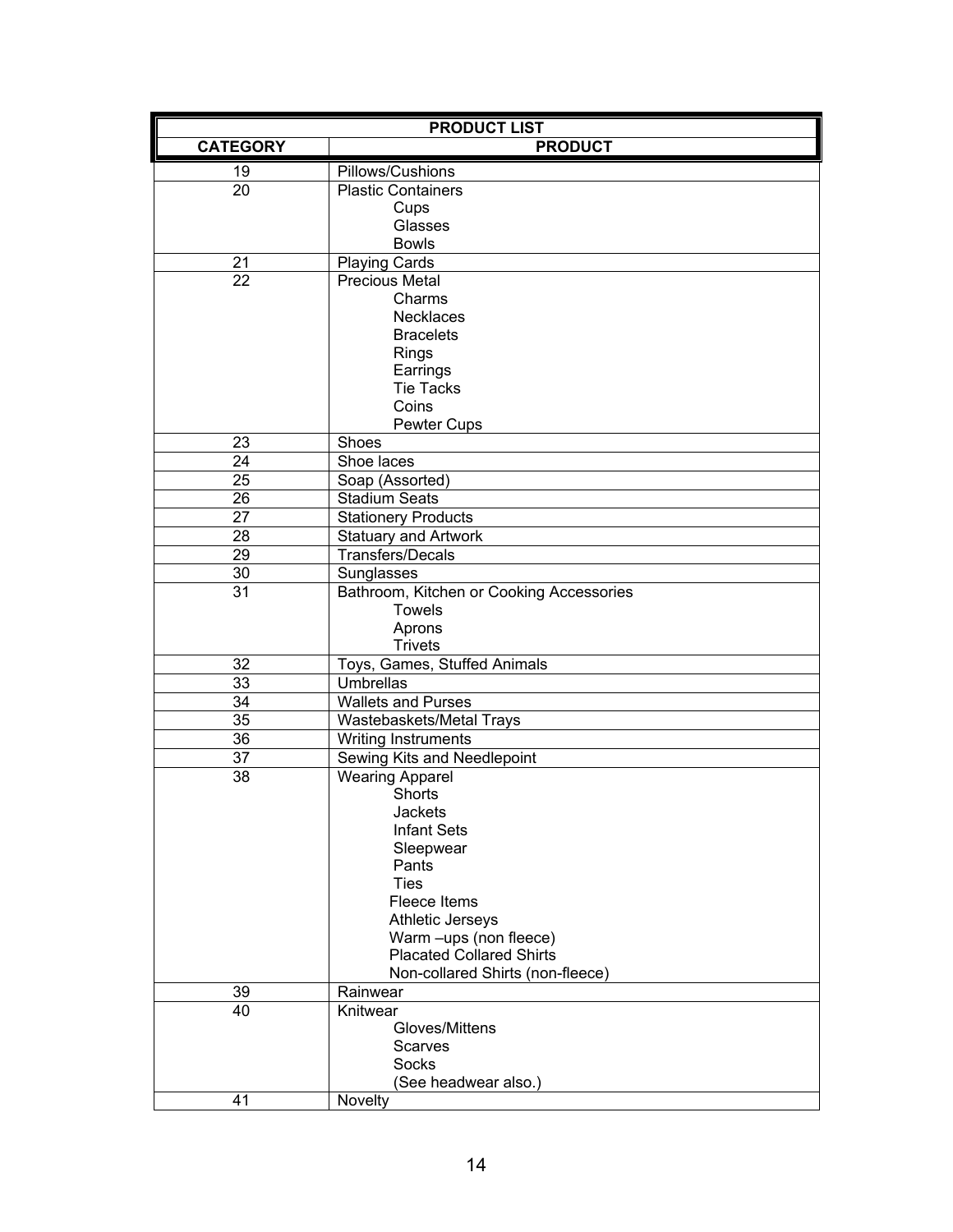| PRODUCT LIST | |
|---|---|
| **CATEGORY** | **PRODUCT** |
| 19 | Pillows/Cushions |
| 20 | Plastic Containers<br>Cups<br>Glasses<br>Bowls |
| 21 | Playing Cards |
| 22 | Precious Metal<br>Charms<br>Necklaces<br>Bracelets<br>Rings<br>Earrings<br>Tie Tacks<br>Coins<br>Pewter Cups |
| 23 | Shoes |
| 24 | Shoe laces |
| 25 | Soap (Assorted) |
| 26 | Stadium Seats |
| 27 | Stationery Products |
| 28 | Statuary and Artwork |
| 29 | Transfers/Decals |
| 30 | Sunglasses |
| 31 | Bathroom, Kitchen or Cooking Accessories<br>Towels<br>Aprons<br>Trivets |
| 32 | Toys, Games, Stuffed Animals |
| 33 | Umbrellas |
| 34 | Wallets and Purses |
| 35 | Wastebaskets/Metal Trays |
| 36 | Writing Instruments |
| 37 | Sewing Kits and Needlepoint |
| 38 | Wearing Apparel<br>Shorts<br>Jackets<br>Infant Sets<br>Sleepwear<br>Pants<br>Ties<br>Fleece Items<br>Athletic Jerseys<br>Warm –ups (non fleece)<br>Placated Collared Shirts<br>Non-collared Shirts (non-fleece) |
| 39 | Rainwear |
| 40 | Knitwear<br>Gloves/Mittens<br>Scarves<br>Socks<br>(See headwear also.) |
| 41 | Novelty |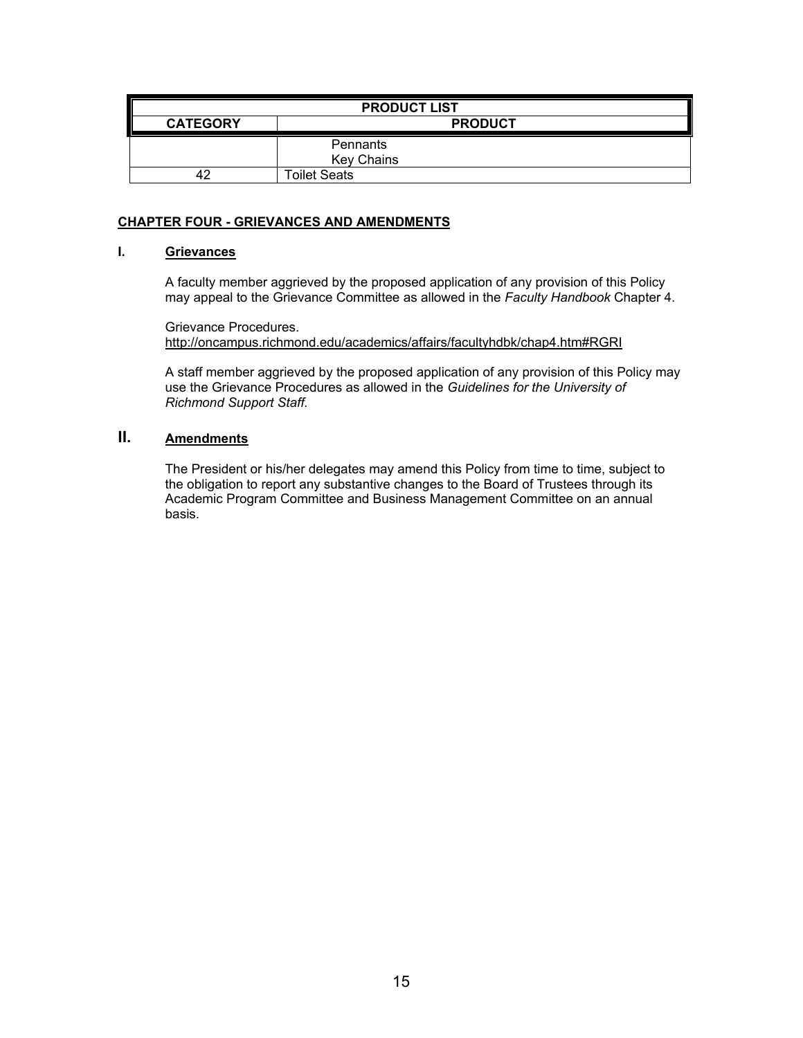| PRODUCT LIST | |
|---|---|
| **CATEGORY** | **PRODUCT** |
| | Pennants<br>Key Chains |
| 42 | Toilet Seats |

## CHAPTER FOUR - GRIEVANCES AND AMENDMENTS

### I. Grievances

A faculty member aggrieved by the proposed application of any provision of this Policy may appeal to the Grievance Committee as allowed in the *Faculty Handbook* Chapter 4.

Grievance Procedures.
http://oncampus.richmond.edu/academics/affairs/facultyhdbk/chap4.htm#RGRI

A staff member aggrieved by the proposed application of any provision of this Policy may use the Grievance Procedures as allowed in the *Guidelines for the University of Richmond Support Staff.*

### II. Amendments

The President or his/her delegates may amend this Policy from time to time, subject to the obligation to report any substantive changes to the Board of Trustees through its Academic Program Committee and Business Management Committee on an annual basis.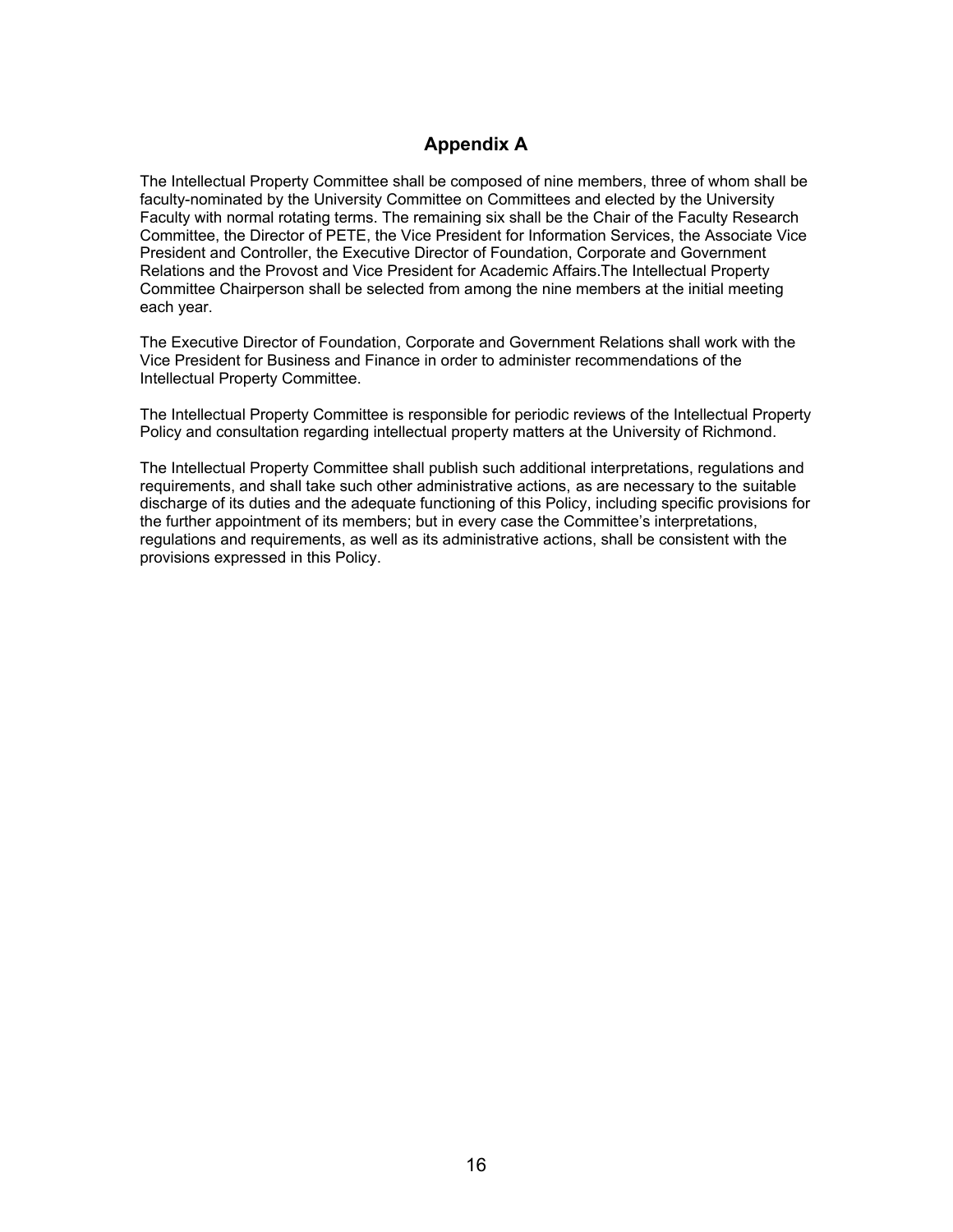# Appendix A

The Intellectual Property Committee shall be composed of nine members, three of whom shall be faculty-nominated by the University Committee on Committees and elected by the University Faculty with normal rotating terms. The remaining six shall be the Chair of the Faculty Research Committee, the Director of PETE, the Vice President for Information Services, the Associate Vice President and Controller, the Executive Director of Foundation, Corporate and Government Relations and the Provost and Vice President for Academic Affairs.The Intellectual Property Committee Chairperson shall be selected from among the nine members at the initial meeting each year.

The Executive Director of Foundation, Corporate and Government Relations shall work with the Vice President for Business and Finance in order to administer recommendations of the Intellectual Property Committee.

The Intellectual Property Committee is responsible for periodic reviews of the Intellectual Property Policy and consultation regarding intellectual property matters at the University of Richmond.

The Intellectual Property Committee shall publish such additional interpretations, regulations and requirements, and shall take such other administrative actions, as are necessary to the suitable discharge of its duties and the adequate functioning of this Policy, including specific provisions for the further appointment of its members; but in every case the Committee's interpretations, regulations and requirements, as well as its administrative actions, shall be consistent with the provisions expressed in this Policy.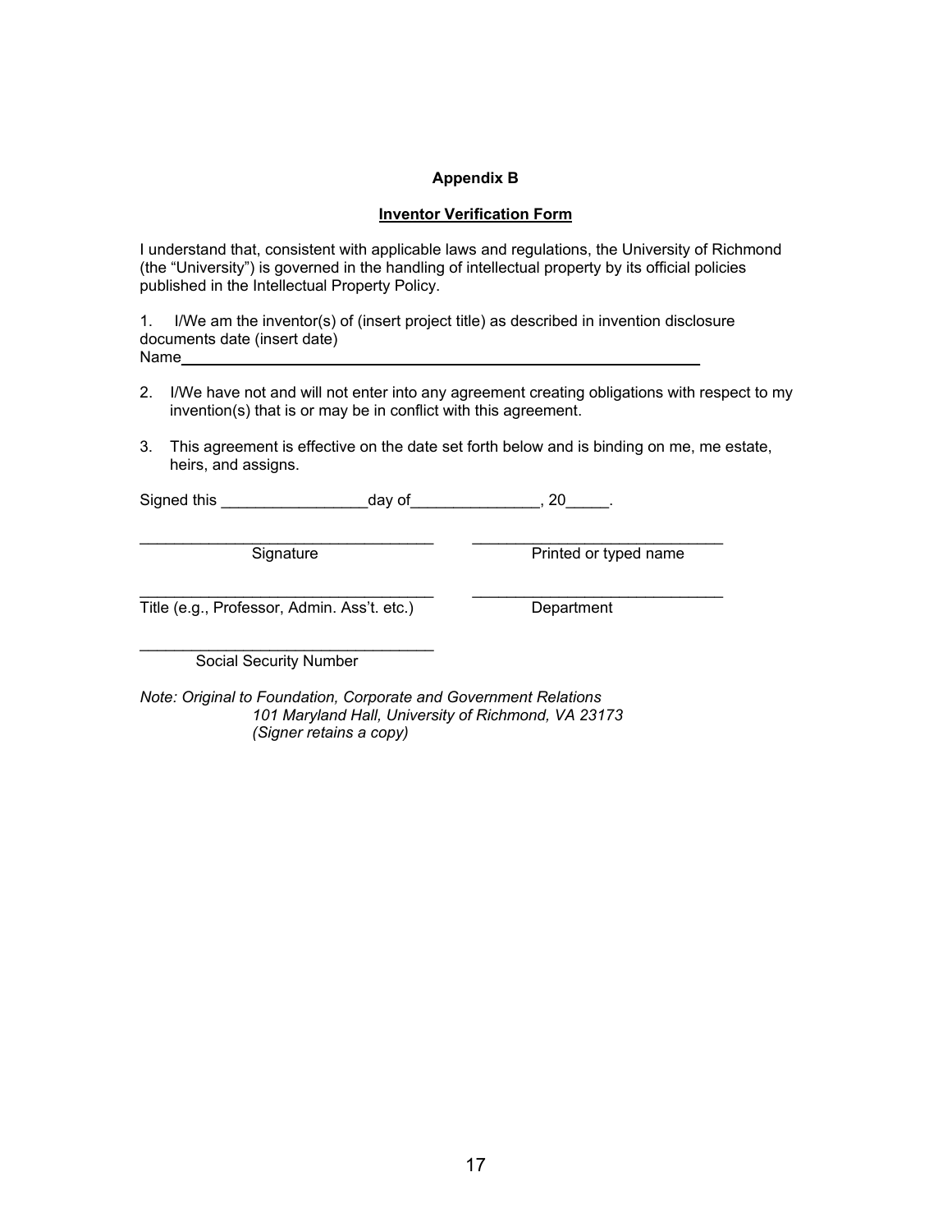**Appendix B**

**Inventor Verification Form**

I understand that, consistent with applicable laws and regulations, the University of Richmond (the "University") is governed in the handling of intellectual property by its official policies published in the Intellectual Property Policy.

1. I/We am the inventor(s) of (insert project title) as described in invention disclosure documents date (insert date)
Name_______________________________________________________________

2. I/We have not and will not enter into any agreement creating obligations with respect to my invention(s) that is or may be in conflict with this agreement.

3. This agreement is effective on the date set forth below and is binding on me, me estate, heirs, and assigns.

Signed this _________________day of_______________, 20_____.

___________________________________ Signature

_____________________________ Printed or typed name

___________________________________ Title (e.g., Professor, Admin. Ass't. etc.)

_____________________________ Department

___________________________________ Social Security Number

*Note: Original to Foundation, Corporate and Government Relations*
*101 Maryland Hall, University of Richmond, VA 23173*
*(Signer retains a copy)*